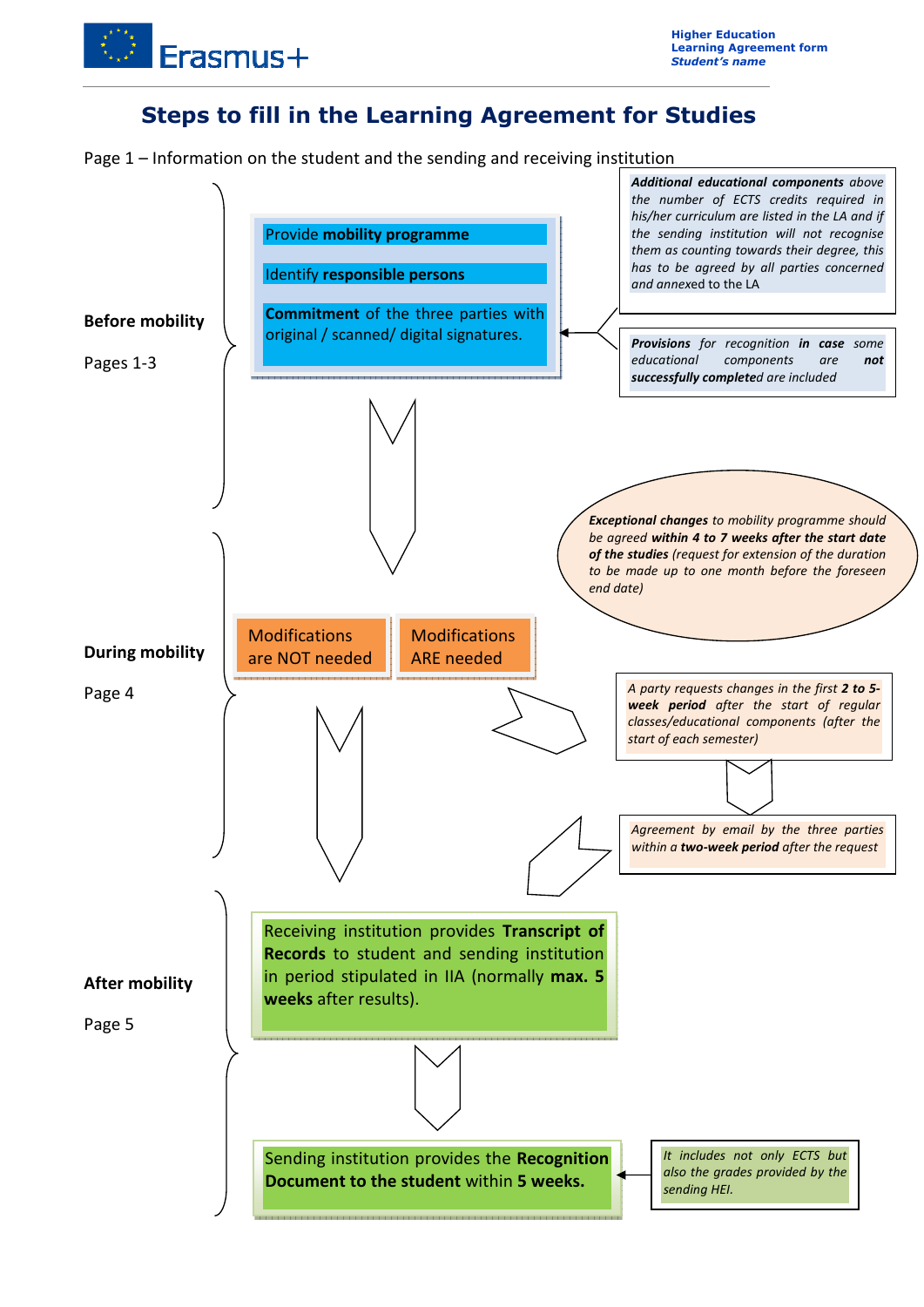# Steps to fill in the Learning Agreement for Studies

Page 1 – Information on the student and the sending and receiving institution

**Before mobility**

Pages 1-3

Provide **mobility programme**

Identify **responsible persons**

**Commitment** of the three parties with original / scanned/ digital signatures.

*__Additional educational components__ above the number of ECTS credits required in his/her curriculum are listed in the LA and if the sending institution will not recognise them as counting towards their degree, this has to be agreed by all parties concerned and annexed to the LA*

*__Provisions__ for recognition __in case__ some educational components are __not successfully completed__ are included*

**During mobility**

Page 4

*__Exceptional changes__ to mobility programme should be agreed __within 4 to 7 weeks after the start date of the studies__ (request for extension of the duration to be made up to one month before the foreseen end date)*

Modifications are NOT needed

Modifications ARE needed

*A party requests changes in the first __2 to 5-week period__ after the start of regular classes/educational components (after the start of each semester)*

*Agreement by email by the three parties within a __two-week period__ after the request*

**After mobility**

Page 5

Receiving institution provides **Transcript of Records** to student and sending institution in period stipulated in IIA (normally **max. 5 weeks** after results).

Sending institution provides the **Recognition Document to the student** within **5 weeks.**

*It includes not only ECTS but also the grades provided by the sending HEI.*